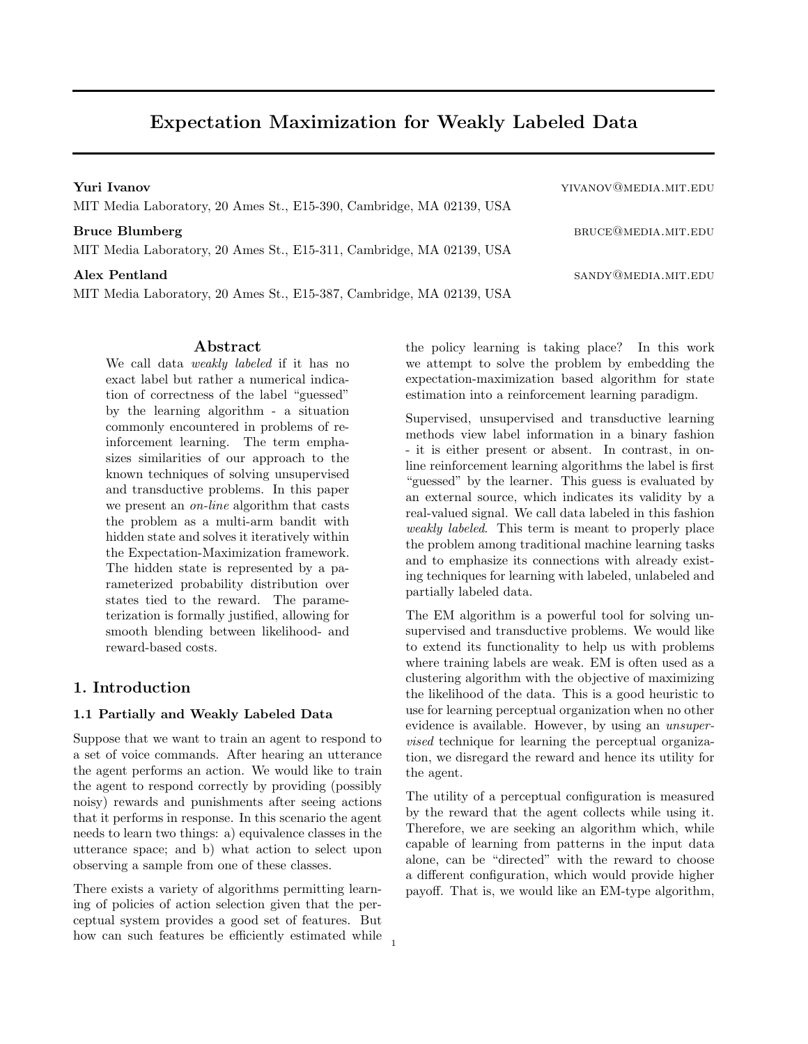# Expectation Maximization for Weakly Labeled Data

**Yuri Ivanov** YIVANOV@MEDIA.MIT.EDU
MIT Media Laboratory, 20 Ames St., E15-390, Cambridge, MA 02139, USA

**Bruce Blumberg** BRUCE@MEDIA.MIT.EDU
MIT Media Laboratory, 20 Ames St., E15-311, Cambridge, MA 02139, USA

**Alex Pentland** SANDY@MEDIA.MIT.EDU
MIT Media Laboratory, 20 Ames St., E15-387, Cambridge, MA 02139, USA

## Abstract

We call data *weakly labeled* if it has no exact label but rather a numerical indication of correctness of the label "guessed" by the learning algorithm - a situation commonly encountered in problems of reinforcement learning. The term emphasizes similarities of our approach to the known techniques of solving unsupervised and transductive problems. In this paper we present an *on-line* algorithm that casts the problem as a multi-arm bandit with hidden state and solves it iteratively within the Expectation-Maximization framework. The hidden state is represented by a parameterized probability distribution over states tied to the reward. The parameterization is formally justified, allowing for smooth blending between likelihood- and reward-based costs.

## 1. Introduction

### 1.1 Partially and Weakly Labeled Data

Suppose that we want to train an agent to respond to a set of voice commands. After hearing an utterance the agent performs an action. We would like to train the agent to respond correctly by providing (possibly noisy) rewards and punishments after seeing actions that it performs in response. In this scenario the agent needs to learn two things: a) equivalence classes in the utterance space; and b) what action to select upon observing a sample from one of these classes.

There exists a variety of algorithms permitting learning of policies of action selection given that the perceptual system provides a good set of features. But how can such features be efficiently estimated while the policy learning is taking place? In this work we attempt to solve the problem by embedding the expectation-maximization based algorithm for state estimation into a reinforcement learning paradigm.

Supervised, unsupervised and transductive learning methods view label information in a binary fashion - it is either present or absent. In contrast, in on-line reinforcement learning algorithms the label is first "guessed" by the learner. This guess is evaluated by an external source, which indicates its validity by a real-valued signal. We call data labeled in this fashion *weakly labeled*. This term is meant to properly place the problem among traditional machine learning tasks and to emphasize its connections with already existing techniques for learning with labeled, unlabeled and partially labeled data.

The EM algorithm is a powerful tool for solving unsupervised and transductive problems. We would like to extend its functionality to help us with problems where training labels are weak. EM is often used as a clustering algorithm with the objective of maximizing the likelihood of the data. This is a good heuristic to use for learning perceptual organization when no other evidence is available. However, by using an *unsupervised* technique for learning the perceptual organization, we disregard the reward and hence its utility for the agent.

The utility of a perceptual configuration is measured by the reward that the agent collects while using it. Therefore, we are seeking an algorithm which, while capable of learning from patterns in the input data alone, can be "directed" with the reward to choose a different configuration, which would provide higher payoff. That is, we would like an EM-type algorithm,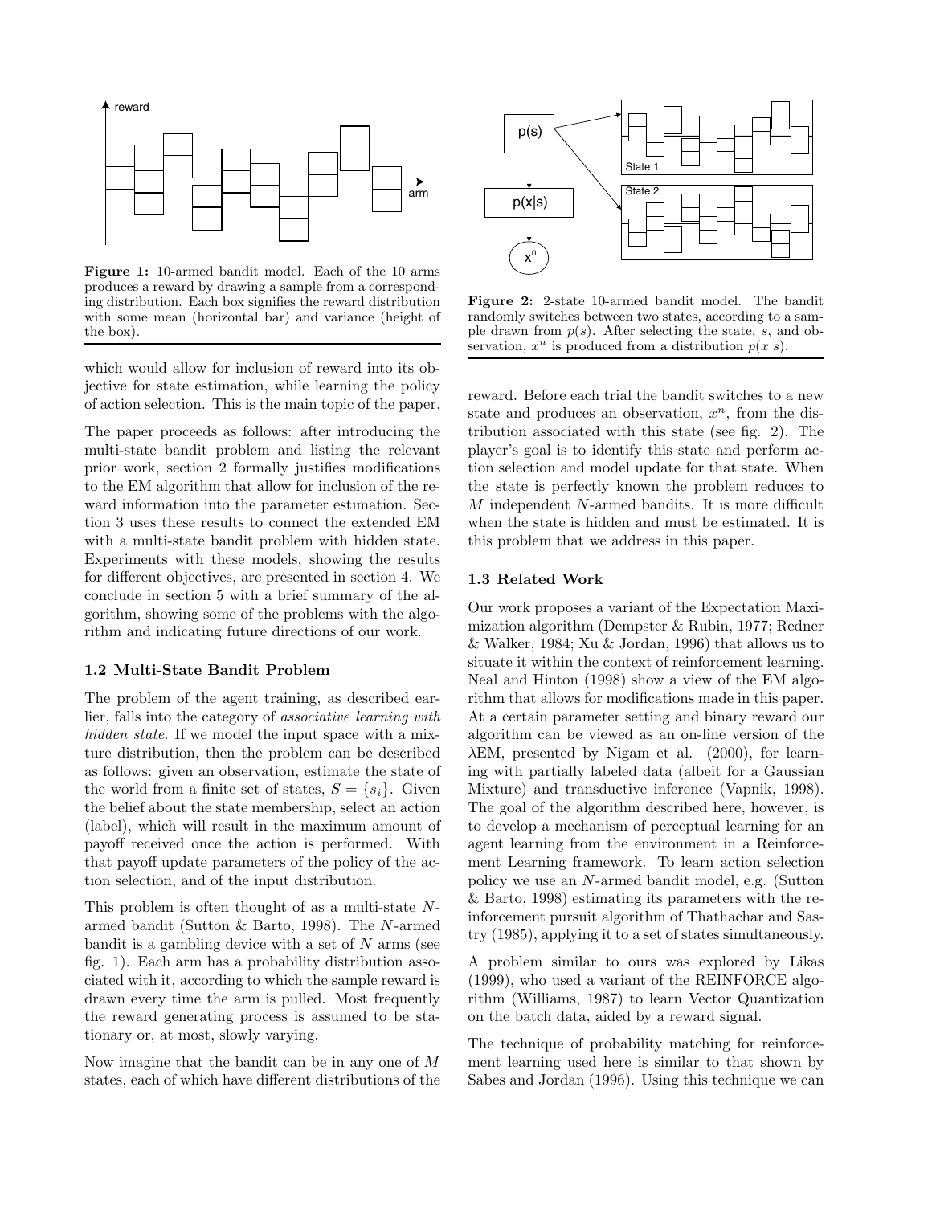reward

arm

**Figure 1:** 10-armed bandit model. Each of the 10 arms produces a reward by drawing a sample from a corresponding distribution. Each box signifies the reward distribution with some mean (horizontal bar) and variance (height of the box).

p(s)

p(x|s)

$x^n$

State 1

State 2

**Figure 2:** 2-state 10-armed bandit model. The bandit randomly switches between two states, according to a sample drawn from $p(s)$. After selecting the state, $s$, and observation, $x^n$ is produced from a distribution $p(x|s)$.

which would allow for inclusion of reward into its objective for state estimation, while learning the policy of action selection. This is the main topic of the paper.

The paper proceeds as follows: after introducing the multi-state bandit problem and listing the relevant prior work, section 2 formally justifies modifications to the EM algorithm that allow for inclusion of the reward information into the parameter estimation. Section 3 uses these results to connect the extended EM with a multi-state bandit problem with hidden state. Experiments with these models, showing the results for different objectives, are presented in section 4. We conclude in section 5 with a brief summary of the algorithm, showing some of the problems with the algorithm and indicating future directions of our work.

### 1.2 Multi-State Bandit Problem

The problem of the agent training, as described earlier, falls into the category of *associative learning with hidden state*. If we model the input space with a mixture distribution, then the problem can be described as follows: given an observation, estimate the state of the world from a finite set of states, $S = \{s_i\}$. Given the belief about the state membership, select an action (label), which will result in the maximum amount of payoff received once the action is performed. With that payoff update parameters of the policy of the action selection, and of the input distribution.

This problem is often thought of as a multi-state $N$-armed bandit (Sutton & Barto, 1998). The $N$-armed bandit is a gambling device with a set of $N$ arms (see fig. 1). Each arm has a probability distribution associated with it, according to which the sample reward is drawn every time the arm is pulled. Most frequently the reward generating process is assumed to be stationary or, at most, slowly varying.

Now imagine that the bandit can be in any one of $M$ states, each of which have different distributions of the reward. Before each trial the bandit switches to a new state and produces an observation, $x^n$, from the distribution associated with this state (see fig. 2). The player's goal is to identify this state and perform action selection and model update for that state. When the state is perfectly known the problem reduces to $M$ independent $N$-armed bandits. It is more difficult when the state is hidden and must be estimated. It is this problem that we address in this paper.

### 1.3 Related Work

Our work proposes a variant of the Expectation Maximization algorithm (Dempster & Rubin, 1977; Redner & Walker, 1984; Xu & Jordan, 1996) that allows us to situate it within the context of reinforcement learning. Neal and Hinton (1998) show a view of the EM algorithm that allows for modifications made in this paper. At a certain parameter setting and binary reward our algorithm can be viewed as an on-line version of the $\lambda$EM, presented by Nigam et al. (2000), for learning with partially labeled data (albeit for a Gaussian Mixture) and transductive inference (Vapnik, 1998). The goal of the algorithm described here, however, is to develop a mechanism of perceptual learning for an agent learning from the environment in a Reinforcement Learning framework. To learn action selection policy we use an $N$-armed bandit model, e.g. (Sutton & Barto, 1998) estimating its parameters with the reinforcement pursuit algorithm of Thathachar and Sastry (1985), applying it to a set of states simultaneously.

A problem similar to ours was explored by Likas (1999), who used a variant of the REINFORCE algorithm (Williams, 1987) to learn Vector Quantization on the batch data, aided by a reward signal.

The technique of probability matching for reinforcement learning used here is similar to that shown by Sabes and Jordan (1996). Using this technique we can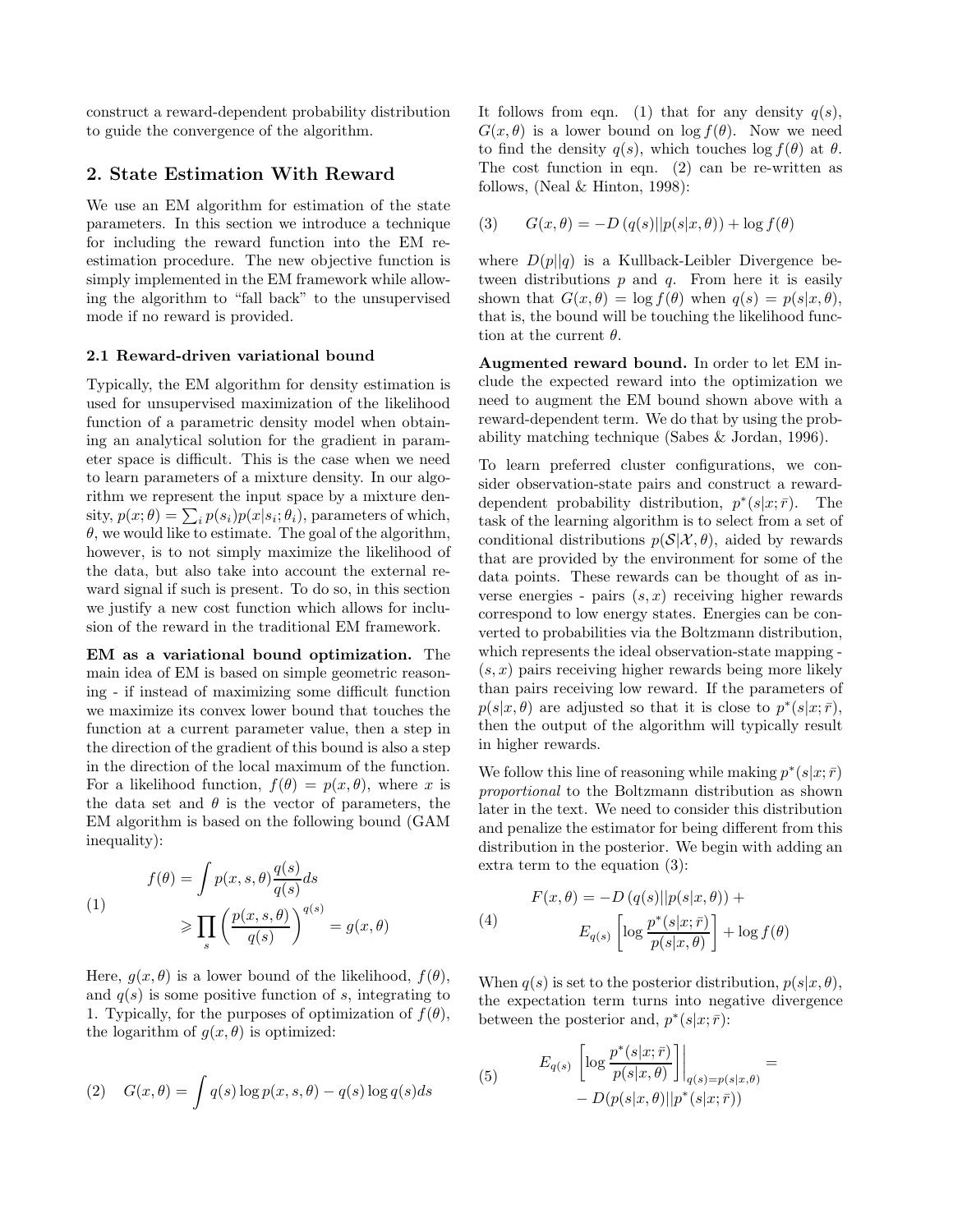construct a reward-dependent probability distribution to guide the convergence of the algorithm.

## 2. State Estimation With Reward

We use an EM algorithm for estimation of the state parameters. In this section we introduce a technique for including the reward function into the EM re-estimation procedure. The new objective function is simply implemented in the EM framework while allowing the algorithm to "fall back" to the unsupervised mode if no reward is provided.

### 2.1 Reward-driven variational bound

Typically, the EM algorithm for density estimation is used for unsupervised maximization of the likelihood function of a parametric density model when obtaining an analytical solution for the gradient in parameter space is difficult. This is the case when we need to learn parameters of a mixture density. In our algorithm we represent the input space by a mixture density, $p(x;\theta) = \sum_i p(s_i)p(x|s_i;\theta_i)$, parameters of which, $\theta$, we would like to estimate. The goal of the algorithm, however, is to not simply maximize the likelihood of the data, but also take into account the external reward signal if such is present. To do so, in this section we justify a new cost function which allows for inclusion of the reward in the traditional EM framework.

**EM as a variational bound optimization.** The main idea of EM is based on simple geometric reasoning - if instead of maximizing some difficult function we maximize its convex lower bound that touches the function at a current parameter value, then a step in the direction of the gradient of this bound is also a step in the direction of the local maximum of the function. For a likelihood function, $f(\theta) = p(x,\theta)$, where $x$ is the data set and $\theta$ is the vector of parameters, the EM algorithm is based on the following bound (GAM inequality):

$$
(1) \qquad \begin{aligned} f(\theta) &= \int p(x,s,\theta)\frac{q(s)}{q(s)}ds \\ &\geqslant \prod_s \left(\frac{p(x,s,\theta)}{q(s)}\right)^{q(s)} = g(x,\theta) \end{aligned}
$$

Here, $g(x,\theta)$ is a lower bound of the likelihood, $f(\theta)$, and $q(s)$ is some positive function of $s$, integrating to 1. Typically, for the purposes of optimization of $f(\theta)$, the logarithm of $g(x,\theta)$ is optimized:

$$
(2) \quad G(x,\theta) = \int q(s)\log p(x,s,\theta) - q(s)\log q(s) ds
$$

It follows from eqn. (1) that for any density $q(s)$, $G(x,\theta)$ is a lower bound on $\log f(\theta)$. Now we need to find the density $q(s)$, which touches $\log f(\theta)$ at $\theta$. The cost function in eqn. (2) can be re-written as follows, (Neal & Hinton, 1998):

$$
(3) \qquad G(x,\theta) = -D\left(q(s)||p(s|x,\theta)\right) + \log f(\theta)
$$

where $D(p||q)$ is a Kullback-Leibler Divergence between distributions $p$ and $q$. From here it is easily shown that $G(x,\theta) = \log f(\theta)$ when $q(s) = p(s|x,\theta)$, that is, the bound will be touching the likelihood function at the current $\theta$.

**Augmented reward bound.** In order to let EM include the expected reward into the optimization we need to augment the EM bound shown above with a reward-dependent term. We do that by using the probability matching technique (Sabes & Jordan, 1996).

To learn preferred cluster configurations, we consider observation-state pairs and construct a reward-dependent probability distribution, $p^*(s|x;\bar{r})$. The task of the learning algorithm is to select from a set of conditional distributions $p(\mathcal{S}|\mathcal{X},\theta)$, aided by rewards that are provided by the environment for some of the data points. These rewards can be thought of as inverse energies - pairs $(s,x)$ receiving higher rewards correspond to low energy states. Energies can be converted to probabilities via the Boltzmann distribution, which represents the ideal observation-state mapping - $(s,x)$ pairs receiving higher rewards being more likely than pairs receiving low reward. If the parameters of $p(s|x,\theta)$ are adjusted so that it is close to $p^*(s|x;\bar{r})$, then the output of the algorithm will typically result in higher rewards.

We follow this line of reasoning while making $p^*(s|x;\bar{r})$ *proportional* to the Boltzmann distribution as shown later in the text. We need to consider this distribution and penalize the estimator for being different from this distribution in the posterior. We begin with adding an extra term to the equation (3):

$$
(4) \qquad \begin{aligned} F(x,\theta) = &-D\left(q(s)||p(s|x,\theta)\right) + \\ &E_{q(s)}\left[\log\frac{p^*(s|x;\bar{r})}{p(s|x,\theta)}\right] + \log f(\theta) \end{aligned}
$$

When $q(s)$ is set to the posterior distribution, $p(s|x,\theta)$, the expectation term turns into negative divergence between the posterior and, $p^*(s|x;\bar{r})$:

$$
(5) \qquad \begin{aligned} E_{q(s)}\left[\log\frac{p^*(s|x;\bar{r})}{p(s|x,\theta)}\right]\Bigg|_{q(s)=p(s|x,\theta)} &= \\ -D(p(s|x,\theta)||p^*(s|x;\bar{r})) \end{aligned}
$$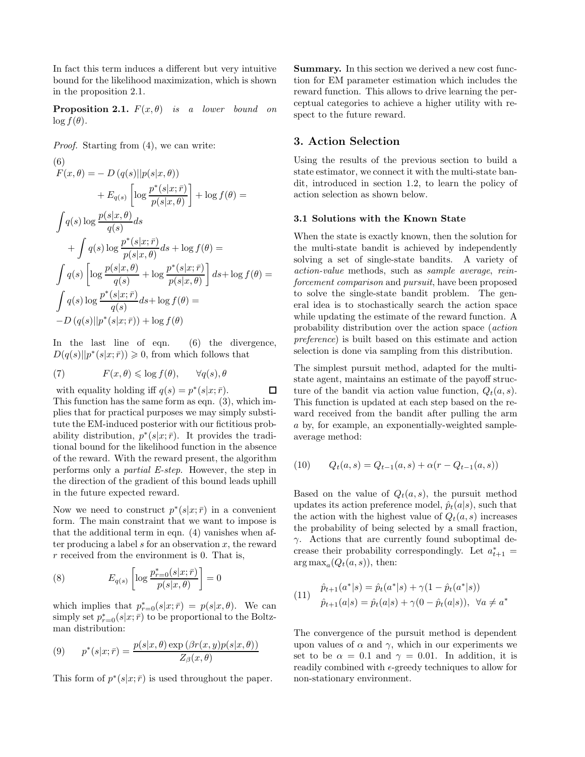In fact this term induces a different but very intuitive bound for the likelihood maximization, which is shown in the proposition 2.1.

**Proposition 2.1.** *$F(x, \theta)$ is a lower bound on $\log f(\theta)$.*

*Proof.* Starting from (4), we can write:

$$
\begin{aligned}
(6)\quad F(x,\theta) =& - D\left(q(s)||p(s|x,\theta)\right) \\
&+ E_{q(s)}\left[\log \frac{p^*(s|x;\bar{r})}{p(s|x,\theta)}\right] + \log f(\theta) = \\
&\int q(s) \log \frac{p(s|x,\theta)}{q(s)} ds \\
&+ \int q(s) \log \frac{p^*(s|x;\bar{r})}{p(s|x,\theta)} ds + \log f(\theta) = \\
&\int q(s) \left[\log \frac{p(s|x,\theta)}{q(s)} + \log \frac{p^*(s|x;\bar{r})}{p(s|x,\theta)}\right] ds + \log f(\theta) = \\
&\int q(s) \log \frac{p^*(s|x;\bar{r})}{q(s)} ds + \log f(\theta) = \\
&-D\left(q(s)||p^*(s|x;\bar{r})\right) + \log f(\theta)
\end{aligned}
$$

In the last line of eqn. (6) the divergence, $D(q(s)||p^*(s|x;\bar{r})) \geqslant 0$, from which follows that

$$
(7)\qquad F(x,\theta) \leqslant \log f(\theta), \qquad \forall q(s), \theta
$$

with equality holding iff $q(s) = p^*(s|x;\bar{r})$. ∎

This function has the same form as eqn. (3), which implies that for practical purposes we may simply substitute the EM-induced posterior with our fictitious probability distribution, $p^*(s|x;\bar{r})$. It provides the traditional bound for the likelihood function in the absence of the reward. With the reward present, the algorithm performs only a *partial E-step*. However, the step in the direction of the gradient of this bound leads uphill in the future expected reward.

Now we need to construct $p^*(s|x;\bar{r})$ in a convenient form. The main constraint that we want to impose is that the additional term in eqn. (4) vanishes when after producing a label $s$ for an observation $x$, the reward $r$ received from the environment is 0. That is,

$$
(8)\qquad E_{q(s)}\left[\log \frac{p^*_{r=0}(s|x;\bar{r})}{p(s|x,\theta)}\right] = 0
$$

which implies that $p^*_{r=0}(s|x;\bar{r}) = p(s|x,\theta)$. We can simply set $p^*_{r=0}(s|x;\bar{r})$ to be proportional to the Boltzman distribution:

$$
(9)\qquad p^*(s|x;\bar{r}) = \frac{p(s|x,\theta)\exp\left(\beta r(x,y) p(s|x,\theta)\right)}{Z_\beta(x,\theta)}
$$

This form of $p^*(s|x;\bar{r})$ is used throughout the paper.

**Summary.** In this section we derived a new cost function for EM parameter estimation which includes the reward function. This allows to drive learning the perceptual categories to achieve a higher utility with respect to the future reward.

## 3. Action Selection

Using the results of the previous section to build a state estimator, we connect it with the multi-state bandit, introduced in section 1.2, to learn the policy of action selection as shown below.

### 3.1 Solutions with the Known State

When the state is exactly known, then the solution for the multi-state bandit is achieved by independently solving a set of single-state bandits. A variety of *action-value* methods, such as *sample average*, *reinforcement comparison* and *pursuit*, have been proposed to solve the single-state bandit problem. The general idea is to stochastically search the action space while updating the estimate of the reward function. A probability distribution over the action space (*action preference*) is built based on this estimate and action selection is done via sampling from this distribution.

The simplest pursuit method, adapted for the multi-state agent, maintains an estimate of the payoff structure of the bandit via action value function, $Q_t(a, s)$. This function is updated at each step based on the reward received from the bandit after pulling the arm $a$ by, for example, an exponentially-weighted sample-average method:

$$
(10)\qquad Q_t(a,s) = Q_{t-1}(a,s) + \alpha(r - Q_{t-1}(a,s))
$$

Based on the value of $Q_t(a, s)$, the pursuit method updates its action preference model, $\hat{p}_t(a|s)$, such that the action with the highest value of $Q_t(a, s)$ increases the probability of being selected by a small fraction, $\gamma$. Actions that are currently found suboptimal decrease their probability correspondingly. Let $a^*_{t+1} = \arg\max_a(Q_t(a, s))$, then:

$$
(11)\qquad
\begin{aligned}
\hat{p}_{t+1}(a^*|s) &= \hat{p}_t(a^*|s) + \gamma(1 - \hat{p}_t(a^*|s)) \\
\hat{p}_{t+1}(a|s) &= \hat{p}_t(a|s) + \gamma(0 - \hat{p}_t(a|s)), \ \ \forall a \neq a^*
\end{aligned}
$$

The convergence of the pursuit method is dependent upon values of $\alpha$ and $\gamma$, which in our experiments we set to be $\alpha = 0.1$ and $\gamma = 0.01$. In addition, it is readily combined with $\epsilon$-greedy techniques to allow for non-stationary environment.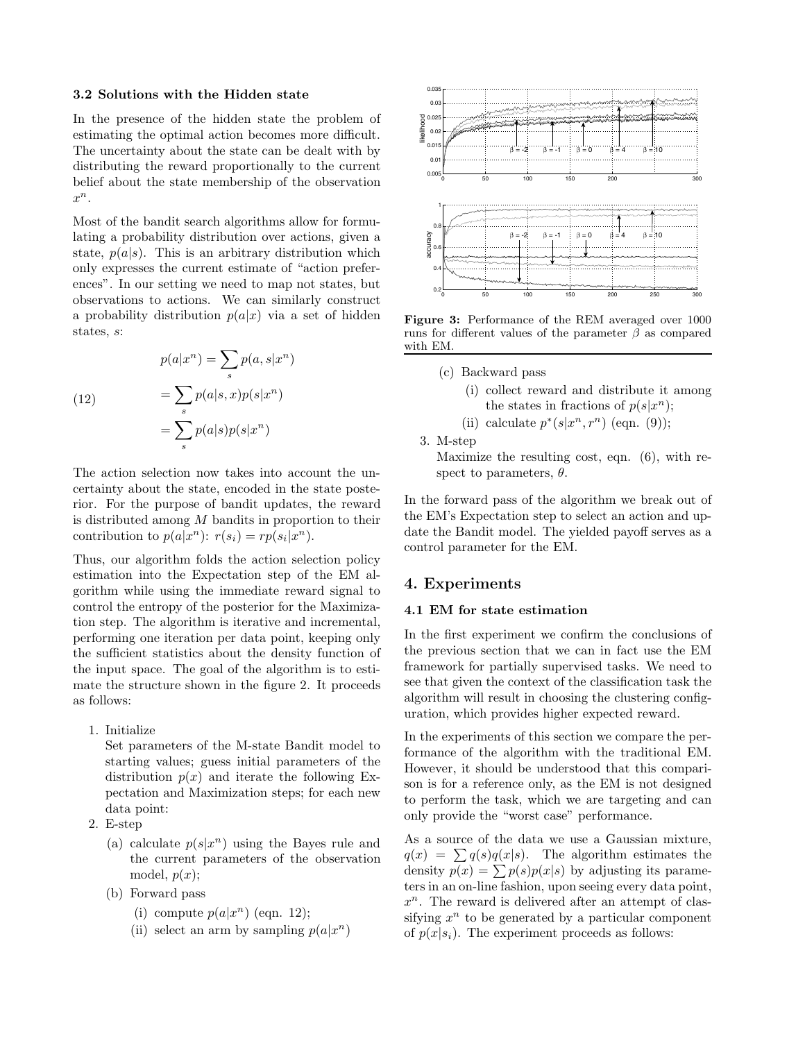### 3.2 Solutions with the Hidden state

In the presence of the hidden state the problem of estimating the optimal action becomes more difficult. The uncertainty about the state can be dealt with by distributing the reward proportionally to the current belief about the state membership of the observation $x^n$.

Most of the bandit search algorithms allow for formulating a probability distribution over actions, given a state, $p(a|s)$. This is an arbitrary distribution which only expresses the current estimate of "action preferences". In our setting we need to map not states, but observations to actions. We can similarly construct a probability distribution $p(a|x)$ via a set of hidden states, $s$:

$$
\begin{aligned}
p(a|x^n) &= \sum_s p(a, s|x^n) \\
&= \sum_s p(a|s, x)p(s|x^n) \qquad (12)\\
&= \sum_s p(a|s)p(s|x^n)
\end{aligned}
$$

The action selection now takes into account the uncertainty about the state, encoded in the state posterior. For the purpose of bandit updates, the reward is distributed among $M$ bandits in proportion to their contribution to $p(a|x^n)$: $r(s_i) = rp(s_i|x^n)$.

Thus, our algorithm folds the action selection policy estimation into the Expectation step of the EM algorithm while using the immediate reward signal to control the entropy of the posterior for the Maximization step. The algorithm is iterative and incremental, performing one iteration per data point, keeping only the sufficient statistics about the density function of the input space. The goal of the algorithm is to estimate the structure shown in the figure 2. It proceeds as follows:

1. Initialize
   Set parameters of the M-state Bandit model to starting values; guess initial parameters of the distribution $p(x)$ and iterate the following Expectation and Maximization steps; for each new data point:
2. E-step
   (a) calculate $p(s|x^n)$ using the Bayes rule and the current parameters of the observation model, $p(x)$;
   (b) Forward pass
      (i) compute $p(a|x^n)$ (eqn. 12);
      (ii) select an arm by sampling $p(a|x^n)$
   (c) Backward pass
      (i) collect reward and distribute it among the states in fractions of $p(s|x^n)$;
      (ii) calculate $p^*(s|x^n, r^n)$ (eqn. (9));
3. M-step
   Maximize the resulting cost, eqn. (6), with respect to parameters, $\theta$.

likelihood
0.035
0.03
0.025
0.02
0.015
0.01
0.005
0 50 100 150 200 300
β = -2 β = -1 β = 0 β = 4 β = 10

accuracy
1
0.8
0.6
0.4
0.2
0 50 100 150 200 250 300
β = -2 β = -1 β = 0 β = 4 β = 10

**Figure 3:** Performance of the REM averaged over 1000 runs for different values of the parameter $\beta$ as compared with EM.

In the forward pass of the algorithm we break out of the EM's Expectation step to select an action and update the Bandit model. The yielded payoff serves as a control parameter for the EM.

## 4. Experiments

### 4.1 EM for state estimation

In the first experiment we confirm the conclusions of the previous section that we can in fact use the EM framework for partially supervised tasks. We need to see that given the context of the classification task the algorithm will result in choosing the clustering configuration, which provides higher expected reward.

In the experiments of this section we compare the performance of the algorithm with the traditional EM. However, it should be understood that this comparison is for a reference only, as the EM is not designed to perform the task, which we are targeting and can only provide the "worst case" performance.

As a source of the data we use a Gaussian mixture, $q(x) = \sum q(s)q(x|s)$. The algorithm estimates the density $p(x) = \sum p(s)p(x|s)$ by adjusting its parameters in an on-line fashion, upon seeing every data point, $x^n$. The reward is delivered after an attempt of classifying $x^n$ to be generated by a particular component of $p(x|s_i)$. The experiment proceeds as follows: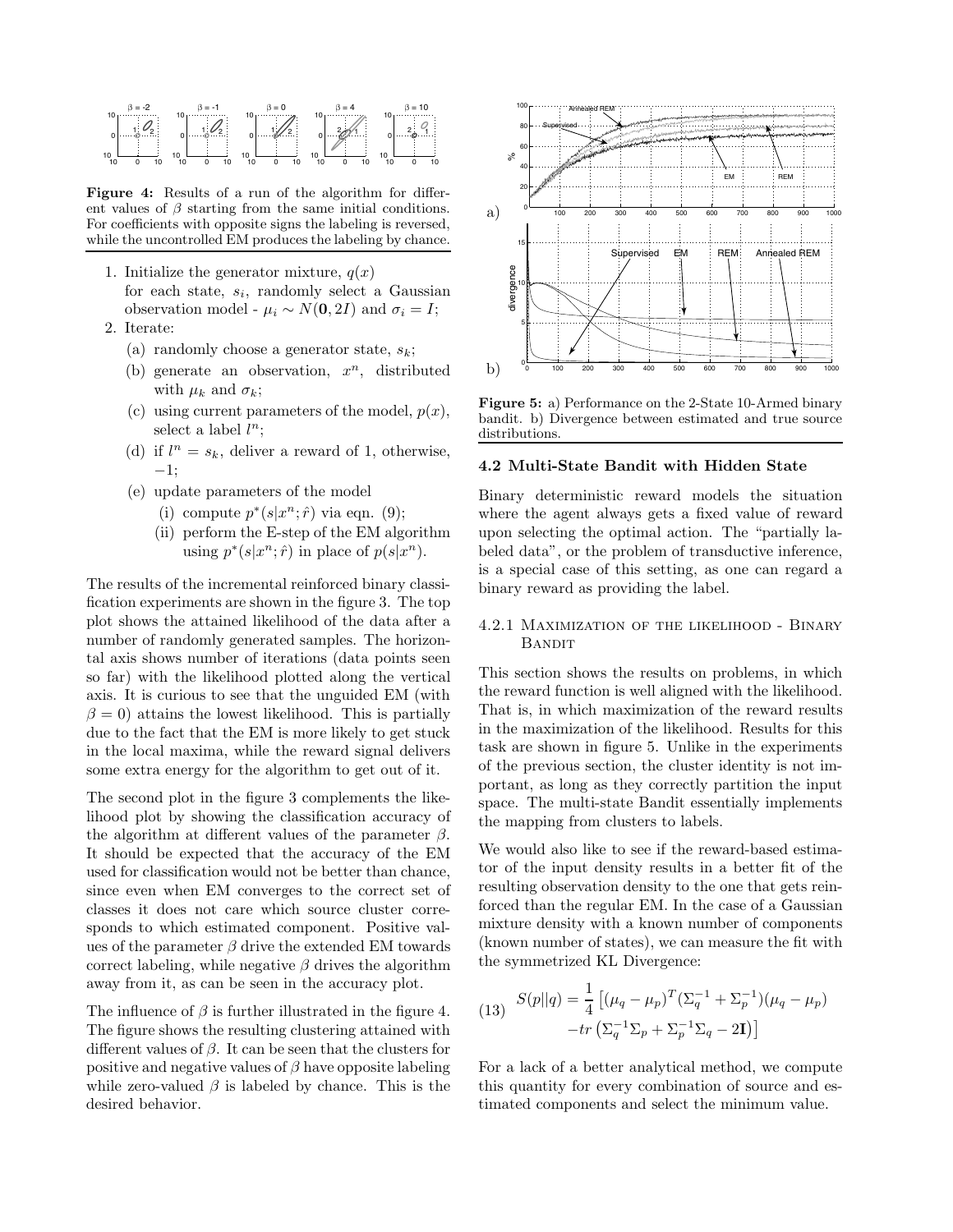β = -2

β = -1

β = 0

β = 4

β = 10

**Figure 4:** Results of a run of the algorithm for different values of $\beta$ starting from the same initial conditions. For coefficients with opposite signs the labeling is reversed, while the uncontrolled EM produces the labeling by chance.

1. Initialize the generator mixture, $q(x)$ for each state, $s_i$, randomly select a Gaussian observation model - $\mu_i \sim N(\mathbf{0}, 2I)$ and $\sigma_i = I$;
2. Iterate:
   (a) randomly choose a generator state, $s_k$;
   (b) generate an observation, $x^n$, distributed with $\mu_k$ and $\sigma_k$;
   (c) using current parameters of the model, $p(x)$, select a label $l^n$;
   (d) if $l^n = s_k$, deliver a reward of 1, otherwise, $-1$;
   (e) update parameters of the model
      (i) compute $p^*(s|x^n; \hat{r})$ via eqn. (9);
      (ii) perform the E-step of the EM algorithm using $p^*(s|x^n; \hat{r})$ in place of $p(s|x^n)$.

The results of the incremental reinforced binary classification experiments are shown in the figure 3. The top plot shows the attained likelihood of the data after a number of randomly generated samples. The horizontal axis shows number of iterations (data points seen so far) with the likelihood plotted along the vertical axis. It is curious to see that the unguided EM (with $\beta = 0$) attains the lowest likelihood. This is partially due to the fact that the EM is more likely to get stuck in the local maxima, while the reward signal delivers some extra energy for the algorithm to get out of it.

The second plot in the figure 3 complements the likelihood plot by showing the classification accuracy of the algorithm at different values of the parameter $\beta$. It should be expected that the accuracy of the EM used for classification would not be better than chance, since even when EM converges to the correct set of classes it does not care which source cluster corresponds to which estimated component. Positive values of the parameter $\beta$ drive the extended EM towards correct labeling, while negative $\beta$ drives the algorithm away from it, as can be seen in the accuracy plot.

The influence of $\beta$ is further illustrated in the figure 4. The figure shows the resulting clustering attained with different values of $\beta$. It can be seen that the clusters for positive and negative values of $\beta$ have opposite labeling while zero-valued $\beta$ is labeled by chance. This is the desired behavior.

a)

Annealed REM

Supervised

EM

REM

b)

Supervised

EM

REM

Annealed REM

divergence

**Figure 5:** a) Performance on the 2-State 10-Armed binary bandit. b) Divergence between estimated and true source distributions.

### 4.2 Multi-State Bandit with Hidden State

Binary deterministic reward models the situation where the agent always gets a fixed value of reward upon selecting the optimal action. The "partially labeled data", or the problem of transductive inference, is a special case of this setting, as one can regard a binary reward as providing the label.

#### 4.2.1 Maximization of the likelihood - Binary Bandit

This section shows the results on problems, in which the reward function is well aligned with the likelihood. That is, in which maximization of the reward results in the maximization of the likelihood. Results for this task are shown in figure 5. Unlike in the experiments of the previous section, the cluster identity is not important, as long as they correctly partition the input space. The multi-state Bandit essentially implements the mapping from clusters to labels.

We would also like to see if the reward-based estimator of the input density results in a better fit of the resulting observation density to the one that gets reinforced than the regular EM. In the case of a Gaussian mixture density with a known number of components (known number of states), we can measure the fit with the symmetrized KL Divergence:

$$S(p||q) = \frac{1}{4}\left[(\mu_q - \mu_p)^T(\Sigma_q^{-1} + \Sigma_p^{-1})(\mu_q - \mu_p) - tr\left(\Sigma_q^{-1}\Sigma_p + \Sigma_p^{-1}\Sigma_q - 2\mathbf{I}\right)\right] \quad (13)$$

For a lack of a better analytical method, we compute this quantity for every combination of source and estimated components and select the minimum value.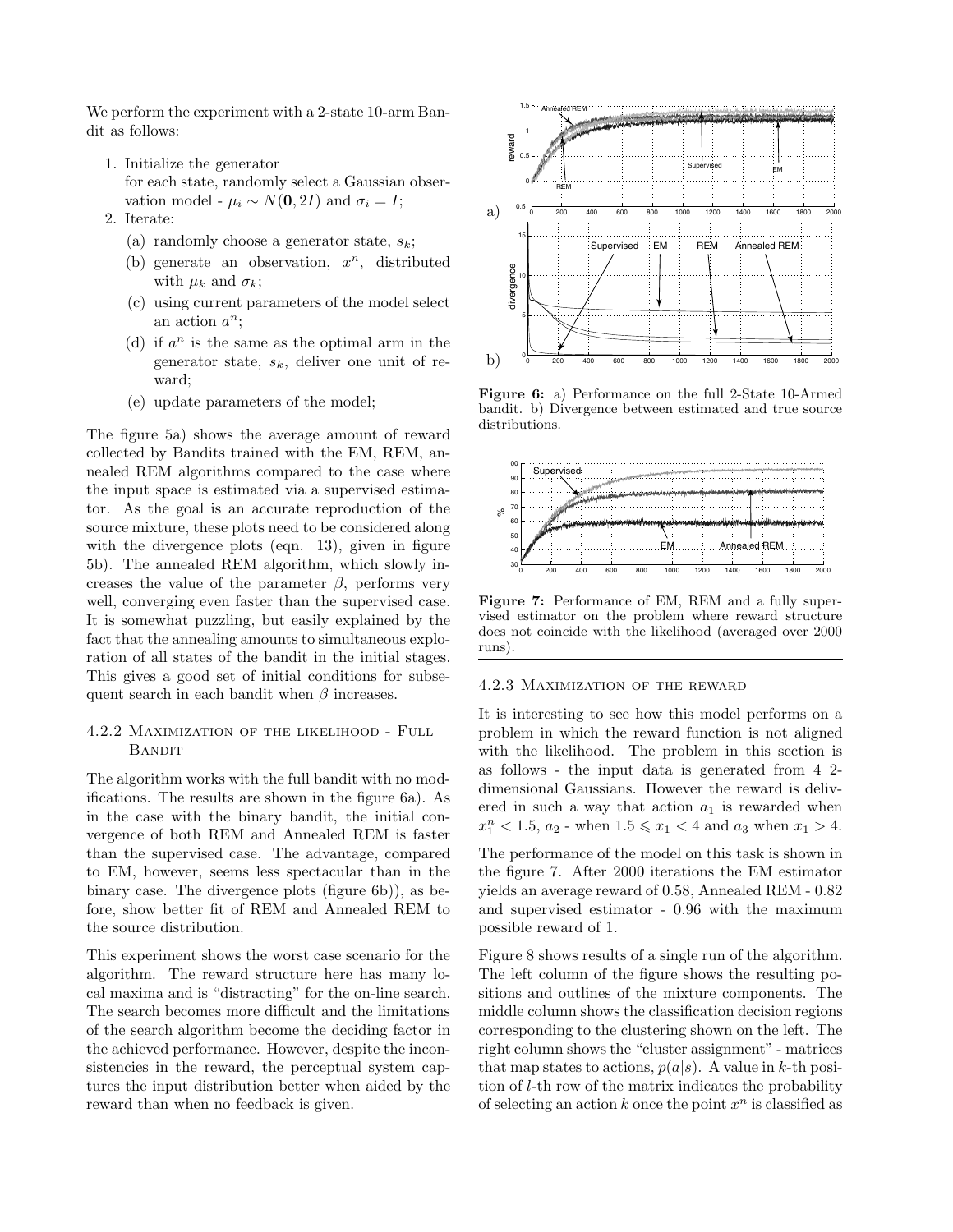We perform the experiment with a 2-state 10-arm Bandit as follows:

1. Initialize the generator
   for each state, randomly select a Gaussian observation model - $\mu_i \sim N(\mathbf{0}, 2I)$ and $\sigma_i = I$;
2. Iterate:
   (a) randomly choose a generator state, $s_k$;
   (b) generate an observation, $x^n$, distributed with $\mu_k$ and $\sigma_k$;
   (c) using current parameters of the model select an action $a^n$;
   (d) if $a^n$ is the same as the optimal arm in the generator state, $s_k$, deliver one unit of reward;
   (e) update parameters of the model;

The figure 5a) shows the average amount of reward collected by Bandits trained with the EM, REM, annealed REM algorithms compared to the case where the input space is estimated via a supervised estimator. As the goal is an accurate reproduction of the source mixture, these plots need to be considered along with the divergence plots (eqn. 13), given in figure 5b). The annealed REM algorithm, which slowly increases the value of the parameter $\beta$, performs very well, converging even faster than the supervised case. It is somewhat puzzling, but easily explained by the fact that the annealing amounts to simultaneous exploration of all states of the bandit in the initial stages. This gives a good set of initial conditions for subsequent search in each bandit when $\beta$ increases.

### 4.2.2 Maximization of the likelihood - Full Bandit

The algorithm works with the full bandit with no modifications. The results are shown in the figure 6a). As in the case with the binary bandit, the initial convergence of both REM and Annealed REM is faster than the supervised case. The advantage, compared to EM, however, seems less spectacular than in the binary case. The divergence plots (figure 6b)), as before, show better fit of REM and Annealed REM to the source distribution.

This experiment shows the worst case scenario for the algorithm. The reward structure here has many local maxima and is "distracting" for the on-line search. The search becomes more difficult and the limitations of the search algorithm become the deciding factor in the achieved performance. However, despite the inconsistencies in the reward, the perceptual system captures the input distribution better when aided by the reward than when no feedback is given.

a)

Annealed REM
reward
Supervised
EM
REM

b)

divergence
Supervised EM REM Annealed REM

**Figure 6:** a) Performance on the full 2-State 10-Armed bandit. b) Divergence between estimated and true source distributions.

Supervised
%
EM
Annealed REM

**Figure 7:** Performance of EM, REM and a fully supervised estimator on the problem where reward structure does not coincide with the likelihood (averaged over 2000 runs).

### 4.2.3 Maximization of the reward

It is interesting to see how this model performs on a problem in which the reward function is not aligned with the likelihood. The problem in this section is as follows - the input data is generated from 4 2-dimensional Gaussians. However the reward is delivered in such a way that action $a_1$ is rewarded when $x_1^n < 1.5$, $a_2$ - when $1.5 \leqslant x_1 < 4$ and $a_3$ when $x_1 > 4$.

The performance of the model on this task is shown in the figure 7. After 2000 iterations the EM estimator yields an average reward of 0.58, Annealed REM - 0.82 and supervised estimator - 0.96 with the maximum possible reward of 1.

Figure 8 shows results of a single run of the algorithm. The left column of the figure shows the resulting positions and outlines of the mixture components. The middle column shows the classification decision regions corresponding to the clustering shown on the left. The right column shows the "cluster assignment" - matrices that map states to actions, $p(a|s)$. A value in $k$-th position of $l$-th row of the matrix indicates the probability of selecting an action $k$ once the point $x^n$ is classified as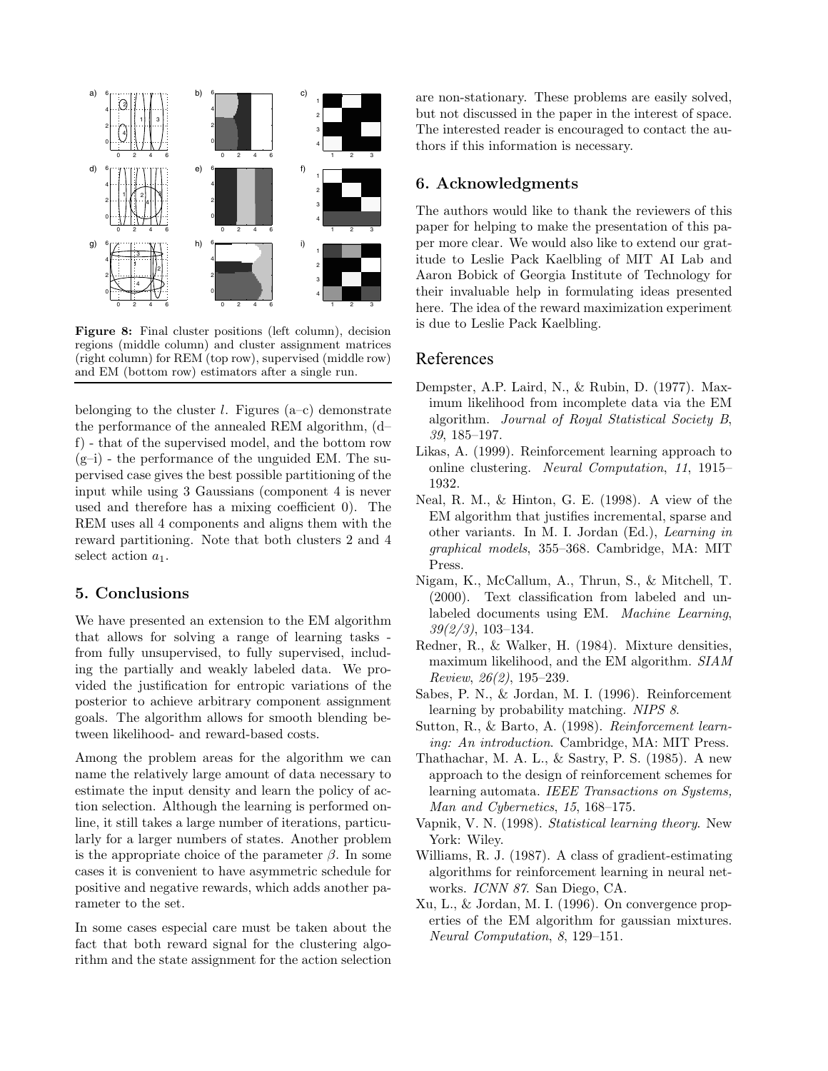a)
6
4
2
0
0 2 4 6
3
4
1
3

b)
6
4
2
0
0 2 4 6

c)
1
2
3
4
1 2 3

d)
6
4
2
0
0 2 4 6
1
2
3
4

e)
6
4
2
0
0 2 4 6

f)
1
2
3
4
1 2 3

g)
6
4
2
0
0 2 4 6
3
1
2
4

h)
6
4
2
0
0 2 4 6

i)
1
2
3
4
1 2 3

**Figure 8:** Final cluster positions (left column), decision regions (middle column) and cluster assignment matrices (right column) for REM (top row), supervised (middle row) and EM (bottom row) estimators after a single run.

belonging to the cluster $l$. Figures (a–c) demonstrate the performance of the annealed REM algorithm, (d–f) - that of the supervised model, and the bottom row (g–i) - the performance of the unguided EM. The supervised case gives the best possible partitioning of the input while using 3 Gaussians (component 4 is never used and therefore has a mixing coefficient 0). The REM uses all 4 components and aligns them with the reward partitioning. Note that both clusters 2 and 4 select action $a_1$.

## 5. Conclusions

We have presented an extension to the EM algorithm that allows for solving a range of learning tasks - from fully unsupervised, to fully supervised, including the partially and weakly labeled data. We provided the justification for entropic variations of the posterior to achieve arbitrary component assignment goals. The algorithm allows for smooth blending between likelihood- and reward-based costs.

Among the problem areas for the algorithm we can name the relatively large amount of data necessary to estimate the input density and learn the policy of action selection. Although the learning is performed online, it still takes a large number of iterations, particularly for a larger numbers of states. Another problem is the appropriate choice of the parameter $\beta$. In some cases it is convenient to have asymmetric schedule for positive and negative rewards, which adds another parameter to the set.

In some cases especial care must be taken about the fact that both reward signal for the clustering algorithm and the state assignment for the action selection are non-stationary. These problems are easily solved, but not discussed in the paper in the interest of space. The interested reader is encouraged to contact the authors if this information is necessary.

## 6. Acknowledgments

The authors would like to thank the reviewers of this paper for helping to make the presentation of this paper more clear. We would also like to extend our gratitude to Leslie Pack Kaelbling of MIT AI Lab and Aaron Bobick of Georgia Institute of Technology for their invaluable help in formulating ideas presented here. The idea of the reward maximization experiment is due to Leslie Pack Kaelbling.

## References

Dempster, A.P. Laird, N., & Rubin, D. (1977). Maximum likelihood from incomplete data via the EM algorithm. *Journal of Royal Statistical Society B*, *39*, 185–197.

Likas, A. (1999). Reinforcement learning approach to online clustering. *Neural Computation*, *11*, 1915–1932.

Neal, R. M., & Hinton, G. E. (1998). A view of the EM algorithm that justifies incremental, sparse and other variants. In M. I. Jordan (Ed.), *Learning in graphical models*, 355–368. Cambridge, MA: MIT Press.

Nigam, K., McCallum, A., Thrun, S., & Mitchell, T. (2000). Text classification from labeled and unlabeled documents using EM. *Machine Learning*, *39(2/3)*, 103–134.

Redner, R., & Walker, H. (1984). Mixture densities, maximum likelihood, and the EM algorithm. *SIAM Review*, *26(2)*, 195–239.

Sabes, P. N., & Jordan, M. I. (1996). Reinforcement learning by probability matching. *NIPS 8*.

Sutton, R., & Barto, A. (1998). *Reinforcement learning: An introduction*. Cambridge, MA: MIT Press.

Thathachar, M. A. L., & Sastry, P. S. (1985). A new approach to the design of reinforcement schemes for learning automata. *IEEE Transactions on Systems, Man and Cybernetics*, *15*, 168–175.

Vapnik, V. N. (1998). *Statistical learning theory*. New York: Wiley.

Williams, R. J. (1987). A class of gradient-estimating algorithms for reinforcement learning in neural networks. *ICNN 87*. San Diego, CA.

Xu, L., & Jordan, M. I. (1996). On convergence properties of the EM algorithm for gaussian mixtures. *Neural Computation*, *8*, 129–151.